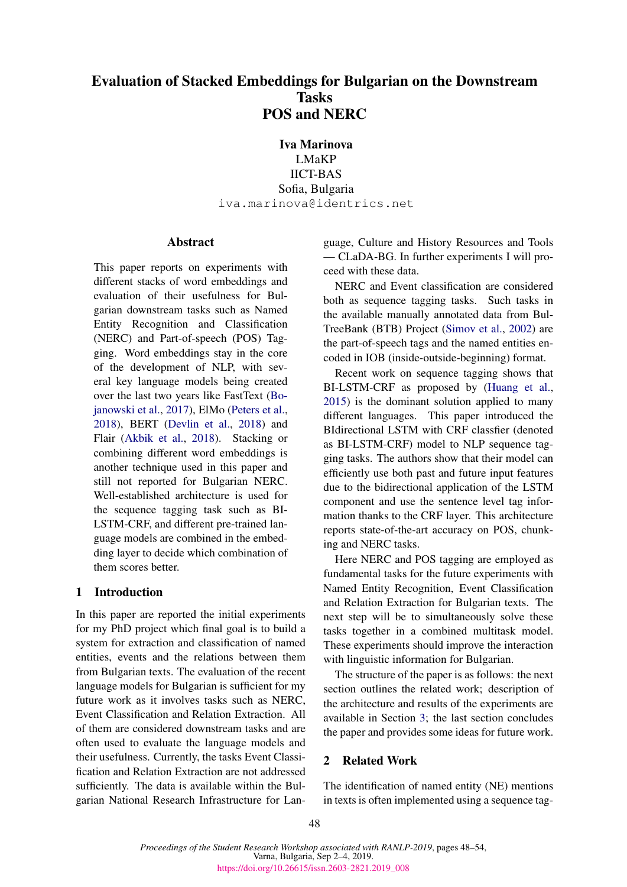# Evaluation of Stacked Embeddings for Bulgarian on the Downstream Tasks POS and NERC

**Iva Marinova**
LMaKP
IICT-BAS
Sofia, Bulgaria
iva.marinova@identrics.net

## Abstract

This paper reports on experiments with different stacks of word embeddings and evaluation of their usefulness for Bulgarian downstream tasks such as Named Entity Recognition and Classification (NERC) and Part-of-speech (POS) Tagging. Word embeddings stay in the core of the development of NLP, with several key language models being created over the last two years like FastText (Bojanowski et al., 2017), ElMo (Peters et al., 2018), BERT (Devlin et al., 2018) and Flair (Akbik et al., 2018). Stacking or combining different word embeddings is another technique used in this paper and still not reported for Bulgarian NERC. Well-established architecture is used for the sequence tagging task such as BI-LSTM-CRF, and different pre-trained language models are combined in the embedding layer to decide which combination of them scores better.

## 1 Introduction

In this paper are reported the initial experiments for my PhD project which final goal is to build a system for extraction and classification of named entities, events and the relations between them from Bulgarian texts. The evaluation of the recent language models for Bulgarian is sufficient for my future work as it involves tasks such as NERC, Event Classification and Relation Extraction. All of them are considered downstream tasks and are often used to evaluate the language models and their usefulness. Currently, the tasks Event Classification and Relation Extraction are not addressed sufficiently. The data is available within the Bulgarian National Research Infrastructure for Language, Culture and History Resources and Tools — CLaDA-BG. In further experiments I will proceed with these data.

NERC and Event classification are considered both as sequence tagging tasks. Such tasks in the available manually annotated data from BulTreeBank (BTB) Project (Simov et al., 2002) are the part-of-speech tags and the named entities encoded in IOB (inside-outside-beginning) format.

Recent work on sequence tagging shows that BI-LSTM-CRF as proposed by (Huang et al., 2015) is the dominant solution applied to many different languages. This paper introduced the BIdirectional LSTM with CRF classfier (denoted as BI-LSTM-CRF) model to NLP sequence tagging tasks. The authors show that their model can efficiently use both past and future input features due to the bidirectional application of the LSTM component and use the sentence level tag information thanks to the CRF layer. This architecture reports state-of-the-art accuracy on POS, chunking and NERC tasks.

Here NERC and POS tagging are employed as fundamental tasks for the future experiments with Named Entity Recognition, Event Classification and Relation Extraction for Bulgarian texts. The next step will be to simultaneously solve these tasks together in a combined multitask model. These experiments should improve the interaction with linguistic information for Bulgarian.

The structure of the paper is as follows: the next section outlines the related work; description of the architecture and results of the experiments are available in Section 3; the last section concludes the paper and provides some ideas for future work.

## 2 Related Work

The identification of named entity (NE) mentions in texts is often implemented using a sequence tag-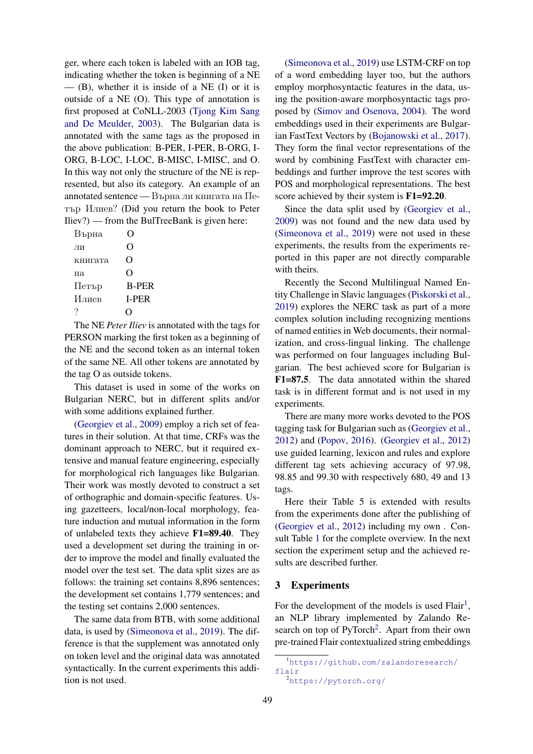ger, where each token is labeled with an IOB tag, indicating whether the token is beginning of a NE — (B), whether it is inside of a NE (I) or it is outside of a NE (O). This type of annotation is first proposed at CoNLL-2003 (Tjong Kim Sang and De Meulder, 2003). The Bulgarian data is annotated with the same tags as the proposed in the above publication: B-PER, I-PER, B-ORG, I-ORG, B-LOC, I-LOC, B-MISC, I-MISC, and O. In this way not only the structure of the NE is represented, but also its category. An example of an annotated sentence — Върна ли книгата на Петър Илиев? (Did you return the book to Peter Iliev?) — from the BulTreeBank is given here:

| | |
|---|---|
| Върна | O |
| ли | O |
| книгата | O |
| на | O |
| Петър | B-PER |
| Илиев | I-PER |
| ? | O |

The NE *Peter Iliev* is annotated with the tags for PERSON marking the first token as a beginning of the NE and the second token as an internal token of the same NE. All other tokens are annotated by the tag O as outside tokens.

This dataset is used in some of the works on Bulgarian NERC, but in different splits and/or with some additions explained further.

(Georgiev et al., 2009) employ a rich set of features in their solution. At that time, CRFs was the dominant approach to NERC, but it required extensive and manual feature engineering, especially for morphological rich languages like Bulgarian. Their work was mostly devoted to construct a set of orthographic and domain-specific features. Using gazetteers, local/non-local morphology, feature induction and mutual information in the form of unlabeled texts they achieve **F1=89.40**. They used a development set during the training in order to improve the model and finally evaluated the model over the test set. The data split sizes are as follows: the training set contains 8,896 sentences; the development set contains 1,779 sentences; and the testing set contains 2,000 sentences.

The same data from BTB, with some additional data, is used by (Simeonova et al., 2019). The difference is that the supplement was annotated only on token level and the original data was annotated syntactically. In the current experiments this addition is not used.

(Simeonova et al., 2019) use LSTM-CRF on top of a word embedding layer too, but the authors employ morphosyntactic features in the data, using the position-aware morphosyntactic tags proposed by (Simov and Osenova, 2004). The word embeddings used in their experiments are Bulgarian FastText Vectors by (Bojanowski et al., 2017). They form the final vector representations of the word by combining FastText with character embeddings and further improve the test scores with POS and morphological representations. The best score achieved by their system is **F1=92.20**.

Since the data split used by (Georgiev et al., 2009) was not found and the new data used by (Simeonova et al., 2019) were not used in these experiments, the results from the experiments reported in this paper are not directly comparable with theirs.

Recently the Second Multilingual Named Entity Challenge in Slavic languages (Piskorski et al., 2019) explores the NERC task as part of a more complex solution including recognizing mentions of named entities in Web documents, their normalization, and cross-lingual linking. The challenge was performed on four languages including Bulgarian. The best achieved score for Bulgarian is **F1=87.5**. The data annotated within the shared task is in different format and is not used in my experiments.

There are many more works devoted to the POS tagging task for Bulgarian such as (Georgiev et al., 2012) and (Popov, 2016). (Georgiev et al., 2012) use guided learning, lexicon and rules and explore different tag sets achieving accuracy of 97.98, 98.85 and 99.30 with respectively 680, 49 and 13 tags.

Here their Table 5 is extended with results from the experiments done after the publishing of (Georgiev et al., 2012) including my own . Consult Table 1 for the complete overview. In the next section the experiment setup and the achieved results are described further.

## 3 Experiments

For the development of the models is used Flair[1], an NLP library implemented by Zalando Research on top of PyTorch[2]. Apart from their own pre-trained Flair contextualized string embeddings

[1] https://github.com/zalandoresearch/flair

[2] https://pytorch.org/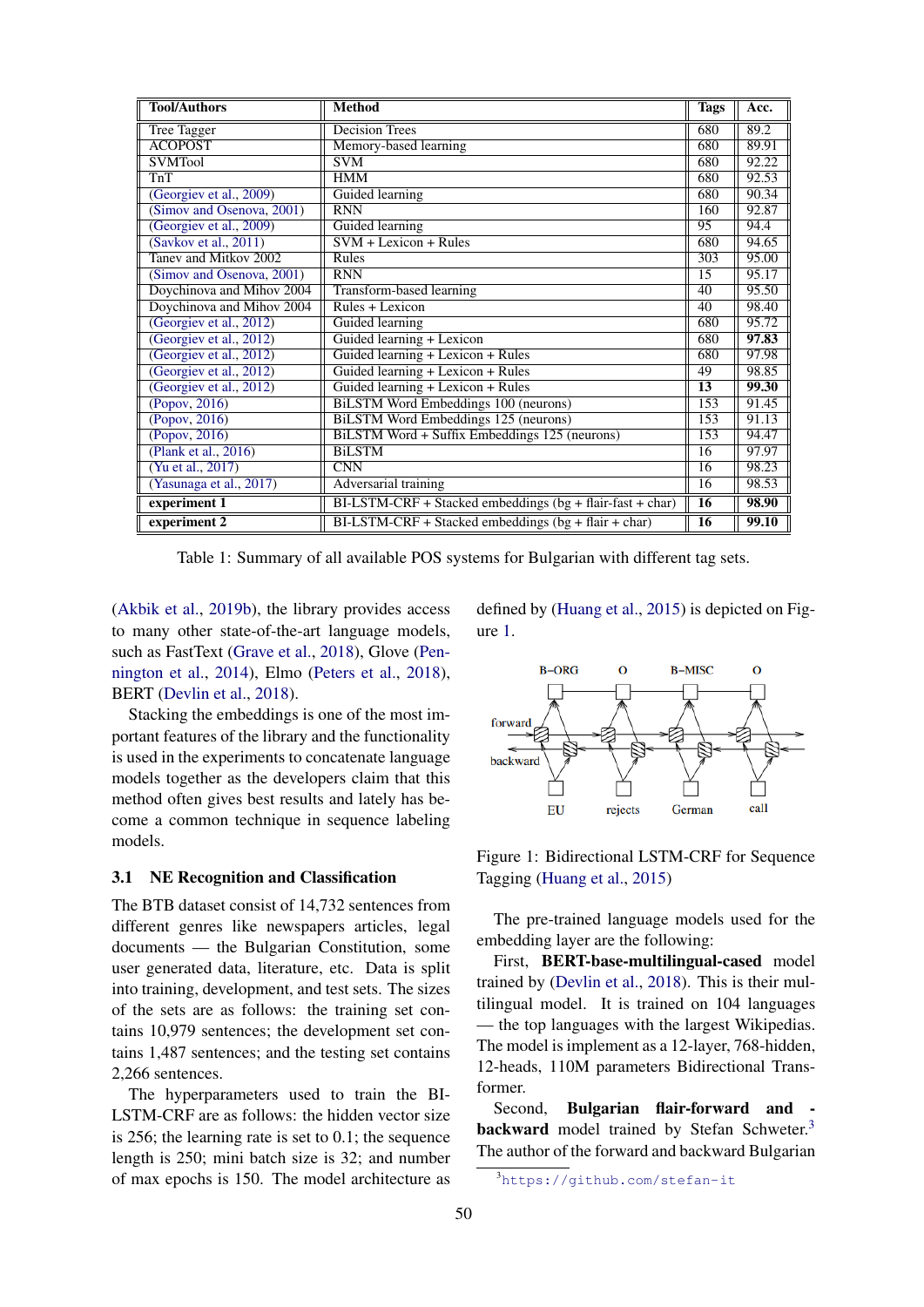| Tool/Authors | Method | Tags | Acc. |
|---|---|---|---|
| Tree Tagger | Decision Trees | 680 | 89.2 |
| ACOPOST | Memory-based learning | 680 | 89.91 |
| SVMTool | SVM | 680 | 92.22 |
| TnT | HMM | 680 | 92.53 |
| (Georgiev et al., 2009) | Guided learning | 680 | 90.34 |
| (Simov and Osenova, 2001) | RNN | 160 | 92.87 |
| (Georgiev et al., 2009) | Guided learning | 95 | 94.4 |
| (Savkov et al., 2011) | SVM + Lexicon + Rules | 680 | 94.65 |
| Tanev and Mitkov 2002 | Rules | 303 | 95.00 |
| (Simov and Osenova, 2001) | RNN | 15 | 95.17 |
| Doychinova and Mihov 2004 | Transform-based learning | 40 | 95.50 |
| Doychinova and Mihov 2004 | Rules + Lexicon | 40 | 98.40 |
| (Georgiev et al., 2012) | Guided learning | 680 | 95.72 |
| (Georgiev et al., 2012) | Guided learning + Lexicon | 680 | **97.83** |
| (Georgiev et al., 2012) | Guided learning + Lexicon + Rules | 680 | 97.98 |
| (Georgiev et al., 2012) | Guided learning + Lexicon + Rules | 49 | 98.85 |
| (Georgiev et al., 2012) | Guided learning + Lexicon + Rules | **13** | **99.30** |
| (Popov, 2016) | BiLSTM Word Embeddings 100 (neurons) | 153 | 91.45 |
| (Popov, 2016) | BiLSTM Word Embeddings 125 (neurons) | 153 | 91.13 |
| (Popov, 2016) | BiLSTM Word + Suffix Embeddings 125 (neurons) | 153 | 94.47 |
| (Plank et al., 2016) | BiLSTM | 16 | 97.97 |
| (Yu et al., 2017) | CNN | 16 | 98.23 |
| (Yasunaga et al., 2017) | Adversarial training | 16 | 98.53 |
| **experiment 1** | BI-LSTM-CRF + Stacked embeddings (bg + flair-fast + char) | **16** | **98.90** |
| **experiment 2** | BI-LSTM-CRF + Stacked embeddings (bg + flair + char) | **16** | **99.10** |

Table 1: Summary of all available POS systems for Bulgarian with different tag sets.

(Akbik et al., 2019b), the library provides access to many other state-of-the-art language models, such as FastText (Grave et al., 2018), Glove (Pennington et al., 2014), Elmo (Peters et al., 2018), BERT (Devlin et al., 2018).

Stacking the embeddings is one of the most important features of the library and the functionality is used in the experiments to concatenate language models together as the developers claim that this method often gives best results and lately has become a common technique in sequence labeling models.

### 3.1 NE Recognition and Classification

The BTB dataset consist of 14,732 sentences from different genres like newspapers articles, legal documents — the Bulgarian Constitution, some user generated data, literature, etc. Data is split into training, development, and test sets. The sizes of the sets are as follows: the training set contains 10,979 sentences; the development set contains 1,487 sentences; and the testing set contains 2,266 sentences.

The hyperparameters used to train the BI-LSTM-CRF are as follows: the hidden vector size is 256; the learning rate is set to 0.1; the sequence length is 250; mini batch size is 32; and number of max epochs is 150. The model architecture as defined by (Huang et al., 2015) is depicted on Figure 1.

Figure 1: Bidirectional LSTM-CRF for Sequence Tagging (Huang et al., 2015)

The pre-trained language models used for the embedding layer are the following:

First, **BERT-base-multilingual-cased** model trained by (Devlin et al., 2018). This is their multilingual model. It is trained on 104 languages — the top languages with the largest Wikipedias. The model is implement as a 12-layer, 768-hidden, 12-heads, 110M parameters Bidirectional Transformer.

Second, **Bulgarian flair-forward and -backward** model trained by Stefan Schweter.[3] The author of the forward and backward Bulgarian

[3] https://github.com/stefan-it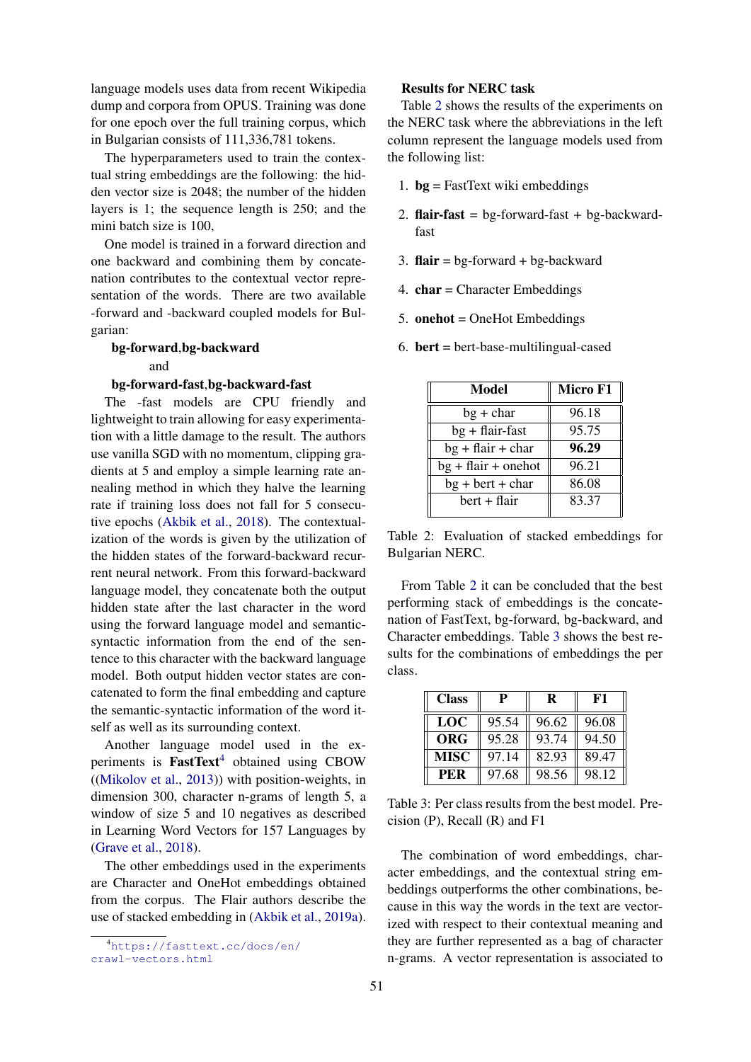language models uses data from recent Wikipedia dump and corpora from OPUS. Training was done for one epoch over the full training corpus, which in Bulgarian consists of 111,336,781 tokens.

The hyperparameters used to train the contextual string embeddings are the following: the hidden vector size is 2048; the number of the hidden layers is 1; the sequence length is 250; and the mini batch size is 100,

One model is trained in a forward direction and one backward and combining them by concatenation contributes to the contextual vector representation of the words. There are two available -forward and -backward coupled models for Bulgarian:

**bg-forward**,**bg-backward**

and

**bg-forward-fast**,**bg-backward-fast**

The -fast models are CPU friendly and lightweight to train allowing for easy experimentation with a little damage to the result. The authors use vanilla SGD with no momentum, clipping gradients at 5 and employ a simple learning rate annealing method in which they halve the learning rate if training loss does not fall for 5 consecutive epochs (Akbik et al., 2018). The contextualization of the words is given by the utilization of the hidden states of the forward-backward recurrent neural network. From this forward-backward language model, they concatenate both the output hidden state after the last character in the word using the forward language model and semantic-syntactic information from the end of the sentence to this character with the backward language model. Both output hidden vector states are concatenated to form the final embedding and capture the semantic-syntactic information of the word itself as well as its surrounding context.

Another language model used in the experiments is **FastText**[4] obtained using CBOW ((Mikolov et al., 2013)) with position-weights, in dimension 300, character n-grams of length 5, a window of size 5 and 10 negatives as described in Learning Word Vectors for 157 Languages by (Grave et al., 2018).

The other embeddings used in the experiments are Character and OneHot embeddings obtained from the corpus. The Flair authors describe the use of stacked embedding in (Akbik et al., 2019a).

[4] https://fasttext.cc/docs/en/crawl-vectors.html

**Results for NERC task**

Table 2 shows the results of the experiments on the NERC task where the abbreviations in the left column represent the language models used from the following list:

1. **bg** = FastText wiki embeddings
2. **flair-fast** = bg-forward-fast + bg-backward-fast
3. **flair** = bg-forward + bg-backward
4. **char** = Character Embeddings
5. **onehot** = OneHot Embeddings
6. **bert** = bert-base-multilingual-cased

| Model | Micro F1 |
|---|---|
| bg + char | 96.18 |
| bg + flair-fast | 95.75 |
| bg + flair + char | **96.29** |
| bg + flair + onehot | 96.21 |
| bg + bert + char | 86.08 |
| bert + flair | 83.37 |

Table 2: Evaluation of stacked embeddings for Bulgarian NERC.

From Table 2 it can be concluded that the best performing stack of embeddings is the concatenation of FastText, bg-forward, bg-backward, and Character embeddings. Table 3 shows the best results for the combinations of embeddings the per class.

| Class | P | R | F1 |
|---|---|---|---|
| **LOC** | 95.54 | 96.62 | 96.08 |
| **ORG** | 95.28 | 93.74 | 94.50 |
| **MISC** | 97.14 | 82.93 | 89.47 |
| **PER** | 97.68 | 98.56 | 98.12 |

Table 3: Per class results from the best model. Precision (P), Recall (R) and F1

The combination of word embeddings, character embeddings, and the contextual string embeddings outperforms the other combinations, because in this way the words in the text are vectorized with respect to their contextual meaning and they are further represented as a bag of character n-grams. A vector representation is associated to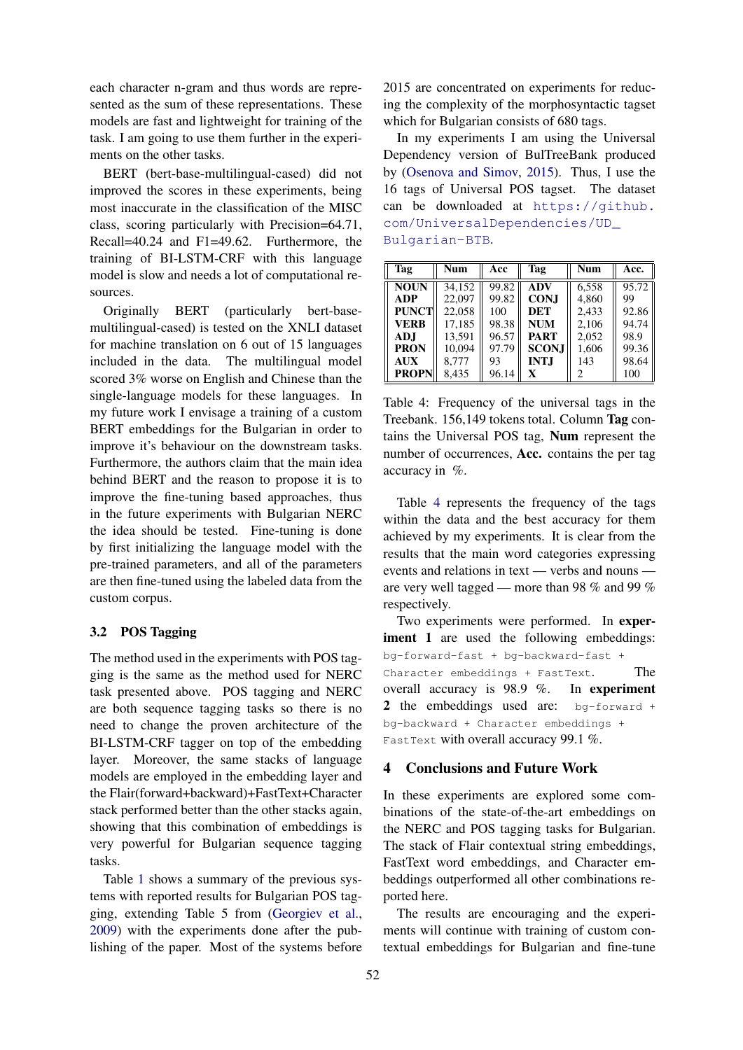each character n-gram and thus words are represented as the sum of these representations. These models are fast and lightweight for training of the task. I am going to use them further in the experiments on the other tasks.

BERT (bert-base-multilingual-cased) did not improved the scores in these experiments, being most inaccurate in the classification of the MISC class, scoring particularly with Precision=64.71, Recall=40.24 and F1=49.62. Furthermore, the training of BI-LSTM-CRF with this language model is slow and needs a lot of computational resources.

Originally BERT (particularly bert-base-multilingual-cased) is tested on the XNLI dataset for machine translation on 6 out of 15 languages included in the data. The multilingual model scored 3% worse on English and Chinese than the single-language models for these languages. In my future work I envisage a training of a custom BERT embeddings for the Bulgarian in order to improve it's behaviour on the downstream tasks. Furthermore, the authors claim that the main idea behind BERT and the reason to propose it is to improve the fine-tuning based approaches, thus in the future experiments with Bulgarian NERC the idea should be tested. Fine-tuning is done by first initializing the language model with the pre-trained parameters, and all of the parameters are then fine-tuned using the labeled data from the custom corpus.

### 3.2 POS Tagging

The method used in the experiments with POS tagging is the same as the method used for NERC task presented above. POS tagging and NERC are both sequence tagging tasks so there is no need to change the proven architecture of the BI-LSTM-CRF tagger on top of the embedding layer. Moreover, the same stacks of language models are employed in the embedding layer and the Flair(forward+backward)+FastText+Character stack performed better than the other stacks again, showing that this combination of embeddings is very powerful for Bulgarian sequence tagging tasks.

Table 1 shows a summary of the previous systems with reported results for Bulgarian POS tagging, extending Table 5 from (Georgiev et al., 2009) with the experiments done after the publishing of the paper. Most of the systems before 2015 are concentrated on experiments for reducing the complexity of the morphosyntactic tagset which for Bulgarian consists of 680 tags.

In my experiments I am using the Universal Dependency version of BulTreeBank produced by (Osenova and Simov, 2015). Thus, I use the 16 tags of Universal POS tagset. The dataset can be downloaded at https://github.com/UniversalDependencies/UD_Bulgarian-BTB.

| Tag | Num | Acc | Tag | Num | Acc. |
|---|---|---|---|---|---|
| **NOUN** | 34,152 | 99.82 | **ADV** | 6,558 | 95.72 |
| **ADP** | 22,097 | 99.82 | **CONJ** | 4,860 | 99 |
| **PUNCT** | 22,058 | 100 | **DET** | 2,433 | 92.86 |
| **VERB** | 17,185 | 98.38 | **NUM** | 2,106 | 94.74 |
| **ADJ** | 13,591 | 96.57 | **PART** | 2,052 | 98.9 |
| **PRON** | 10,094 | 97.79 | **SCONJ** | 1,606 | 99.36 |
| **AUX** | 8,777 | 93 | **INTJ** | 143 | 98.64 |
| **PROPN** | 8,435 | 96.14 | **X** | 2 | 100 |

Table 4: Frequency of the universal tags in the Treebank. 156,149 tokens total. Column **Tag** contains the Universal POS tag, **Num** represent the number of occurrences, **Acc.** contains the per tag accuracy in %.

Table 4 represents the frequency of the tags within the data and the best accuracy for them achieved by my experiments. It is clear from the results that the main word categories expressing events and relations in text — verbs and nouns — are very well tagged — more than 98 % and 99 % respectively.

Two experiments were performed. In **experiment 1** are used the following embeddings: `bg-forward-fast + bg-backward-fast + Character embeddings + FastText`. The overall accuracy is 98.9 %. In **experiment 2** the embeddings used are: `bg-forward + bg-backward + Character embeddings + FastText` with overall accuracy 99.1 %.

## 4 Conclusions and Future Work

In these experiments are explored some combinations of the state-of-the-art embeddings on the NERC and POS tagging tasks for Bulgarian. The stack of Flair contextual string embeddings, FastText word embeddings, and Character embeddings outperformed all other combinations reported here.

The results are encouraging and the experiments will continue with training of custom contextual embeddings for Bulgarian and fine-tune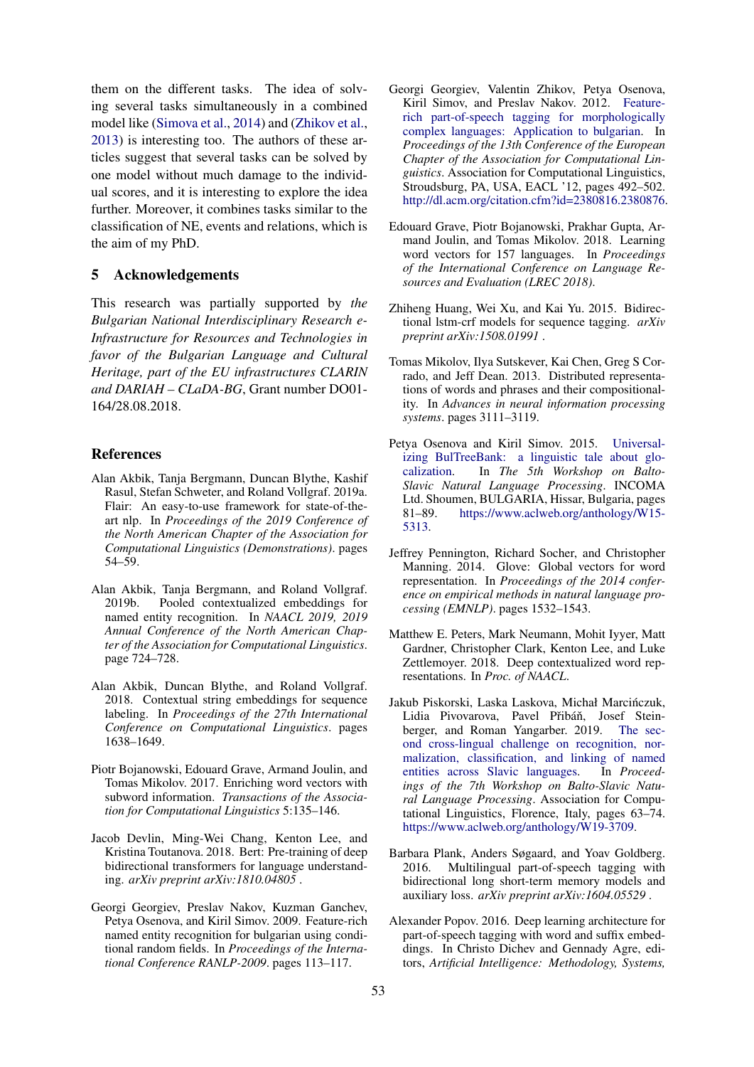them on the different tasks. The idea of solving several tasks simultaneously in a combined model like (Simova et al., 2014) and (Zhikov et al., 2013) is interesting too. The authors of these articles suggest that several tasks can be solved by one model without much damage to the individual scores, and it is interesting to explore the idea further. Moreover, it combines tasks similar to the classification of NE, events and relations, which is the aim of my PhD.

## 5 Acknowledgements

This research was partially supported by *the Bulgarian National Interdisciplinary Research e-Infrastructure for Resources and Technologies in favor of the Bulgarian Language and Cultural Heritage, part of the EU infrastructures CLARIN and DARIAH – CLaDA-BG*, Grant number DO01-164/28.08.2018.

## References

Alan Akbik, Tanja Bergmann, Duncan Blythe, Kashif Rasul, Stefan Schweter, and Roland Vollgraf. 2019a. Flair: An easy-to-use framework for state-of-the-art nlp. In *Proceedings of the 2019 Conference of the North American Chapter of the Association for Computational Linguistics (Demonstrations)*. pages 54–59.

Alan Akbik, Tanja Bergmann, and Roland Vollgraf. 2019b. Pooled contextualized embeddings for named entity recognition. In *NAACL 2019, 2019 Annual Conference of the North American Chapter of the Association for Computational Linguistics*. page 724–728.

Alan Akbik, Duncan Blythe, and Roland Vollgraf. 2018. Contextual string embeddings for sequence labeling. In *Proceedings of the 27th International Conference on Computational Linguistics*. pages 1638–1649.

Piotr Bojanowski, Edouard Grave, Armand Joulin, and Tomas Mikolov. 2017. Enriching word vectors with subword information. *Transactions of the Association for Computational Linguistics* 5:135–146.

Jacob Devlin, Ming-Wei Chang, Kenton Lee, and Kristina Toutanova. 2018. Bert: Pre-training of deep bidirectional transformers for language understanding. *arXiv preprint arXiv:1810.04805* .

Georgi Georgiev, Preslav Nakov, Kuzman Ganchev, Petya Osenova, and Kiril Simov. 2009. Feature-rich named entity recognition for bulgarian using conditional random fields. In *Proceedings of the International Conference RANLP-2009*. pages 113–117.

Georgi Georgiev, Valentin Zhikov, Petya Osenova, Kiril Simov, and Preslav Nakov. 2012. Feature-rich part-of-speech tagging for morphologically complex languages: Application to bulgarian. In *Proceedings of the 13th Conference of the European Chapter of the Association for Computational Linguistics*. Association for Computational Linguistics, Stroudsburg, PA, USA, EACL '12, pages 492–502. http://dl.acm.org/citation.cfm?id=2380816.2380876.

Edouard Grave, Piotr Bojanowski, Prakhar Gupta, Armand Joulin, and Tomas Mikolov. 2018. Learning word vectors for 157 languages. In *Proceedings of the International Conference on Language Resources and Evaluation (LREC 2018)*.

Zhiheng Huang, Wei Xu, and Kai Yu. 2015. Bidirectional lstm-crf models for sequence tagging. *arXiv preprint arXiv:1508.01991* .

Tomas Mikolov, Ilya Sutskever, Kai Chen, Greg S Corrado, and Jeff Dean. 2013. Distributed representations of words and phrases and their compositionality. In *Advances in neural information processing systems*. pages 3111–3119.

Petya Osenova and Kiril Simov. 2015. Universalizing BulTreeBank: a linguistic tale about glocalization. In *The 5th Workshop on Balto-Slavic Natural Language Processing*. INCOMA Ltd. Shoumen, BULGARIA, Hissar, Bulgaria, pages 81–89. https://www.aclweb.org/anthology/W15-5313.

Jeffrey Pennington, Richard Socher, and Christopher Manning. 2014. Glove: Global vectors for word representation. In *Proceedings of the 2014 conference on empirical methods in natural language processing (EMNLP)*. pages 1532–1543.

Matthew E. Peters, Mark Neumann, Mohit Iyyer, Matt Gardner, Christopher Clark, Kenton Lee, and Luke Zettlemoyer. 2018. Deep contextualized word representations. In *Proc. of NAACL*.

Jakub Piskorski, Laska Laskova, Michał Marcińczuk, Lidia Pivovarova, Pavel Přibáň, Josef Steinberger, and Roman Yangarber. 2019. The second cross-lingual challenge on recognition, normalization, classification, and linking of named entities across Slavic languages. In *Proceedings of the 7th Workshop on Balto-Slavic Natural Language Processing*. Association for Computational Linguistics, Florence, Italy, pages 63–74. https://www.aclweb.org/anthology/W19-3709.

Barbara Plank, Anders Søgaard, and Yoav Goldberg. 2016. Multilingual part-of-speech tagging with bidirectional long short-term memory models and auxiliary loss. *arXiv preprint arXiv:1604.05529* .

Alexander Popov. 2016. Deep learning architecture for part-of-speech tagging with word and suffix embeddings. In Christo Dichev and Gennady Agre, editors, *Artificial Intelligence: Methodology, Systems,*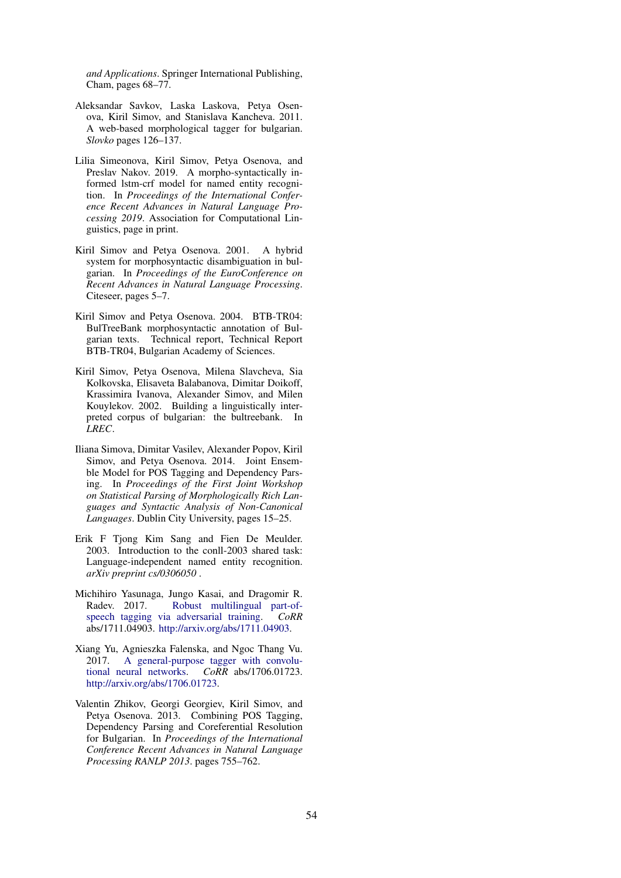*and Applications*. Springer International Publishing, Cham, pages 68–77.

Aleksandar Savkov, Laska Laskova, Petya Osenova, Kiril Simov, and Stanislava Kancheva. 2011. A web-based morphological tagger for bulgarian. *Slovko* pages 126–137.

Lilia Simeonova, Kiril Simov, Petya Osenova, and Preslav Nakov. 2019. A morpho-syntactically informed lstm-crf model for named entity recognition. In *Proceedings of the International Conference Recent Advances in Natural Language Processing 2019*. Association for Computational Linguistics, page in print.

Kiril Simov and Petya Osenova. 2001. A hybrid system for morphosyntactic disambiguation in bulgarian. In *Proceedings of the EuroConference on Recent Advances in Natural Language Processing*. Citeseer, pages 5–7.

Kiril Simov and Petya Osenova. 2004. BTB-TR04: BulTreeBank morphosyntactic annotation of Bulgarian texts. Technical report, Technical Report BTB-TR04, Bulgarian Academy of Sciences.

Kiril Simov, Petya Osenova, Milena Slavcheva, Sia Kolkovska, Elisaveta Balabanova, Dimitar Doikoff, Krassimira Ivanova, Alexander Simov, and Milen Kouylekov. 2002. Building a linguistically interpreted corpus of bulgarian: the bultreebank. In *LREC*.

Iliana Simova, Dimitar Vasilev, Alexander Popov, Kiril Simov, and Petya Osenova. 2014. Joint Ensemble Model for POS Tagging and Dependency Parsing. In *Proceedings of the First Joint Workshop on Statistical Parsing of Morphologically Rich Languages and Syntactic Analysis of Non-Canonical Languages*. Dublin City University, pages 15–25.

Erik F Tjong Kim Sang and Fien De Meulder. 2003. Introduction to the conll-2003 shared task: Language-independent named entity recognition. *arXiv preprint cs/0306050* .

Michihiro Yasunaga, Jungo Kasai, and Dragomir R. Radev. 2017. Robust multilingual part-of-speech tagging via adversarial training. *CoRR* abs/1711.04903. http://arxiv.org/abs/1711.04903.

Xiang Yu, Agnieszka Falenska, and Ngoc Thang Vu. 2017. A general-purpose tagger with convolutional neural networks. *CoRR* abs/1706.01723. http://arxiv.org/abs/1706.01723.

Valentin Zhikov, Georgi Georgiev, Kiril Simov, and Petya Osenova. 2013. Combining POS Tagging, Dependency Parsing and Coreferential Resolution for Bulgarian. In *Proceedings of the International Conference Recent Advances in Natural Language Processing RANLP 2013*. pages 755–762.